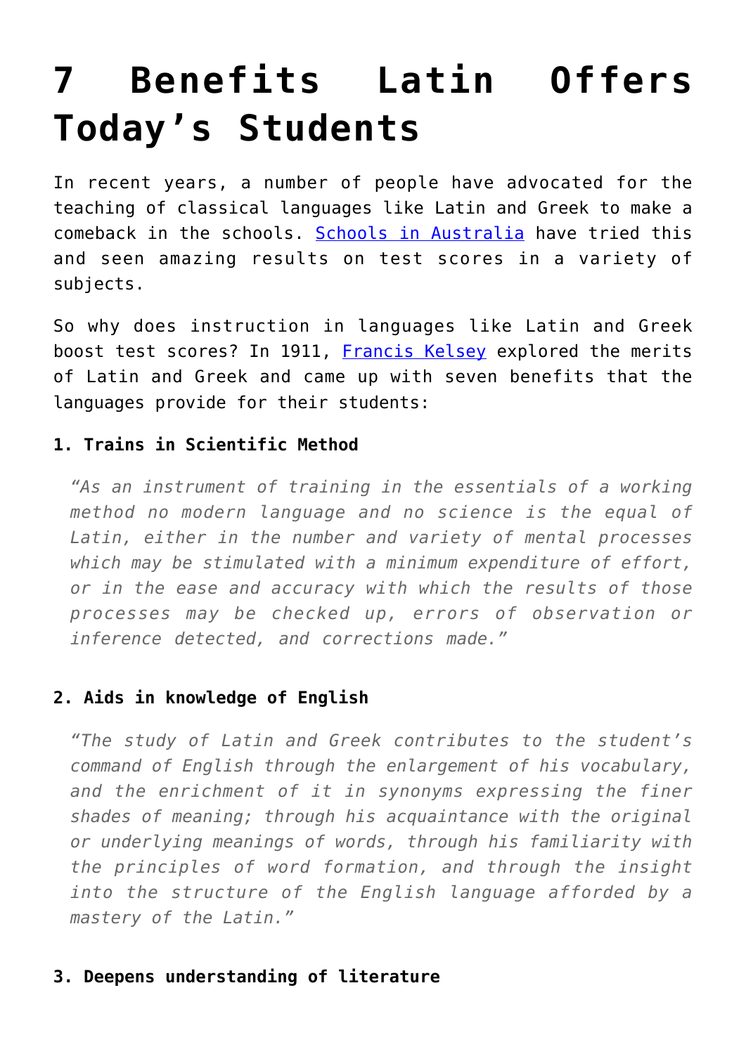# 7 Benefits Latin Offers Today's Students

In recent years, a number of people have advocated for the teaching of classical languages like Latin and Greek to make a comeback in the schools. [Schools in Australia]() have tried this and seen amazing results on test scores in a variety of subjects.

So why does instruction in languages like Latin and Greek boost test scores? In 1911, [Francis Kelsey]() explored the merits of Latin and Greek and came up with seven benefits that the languages provide for their students:

### 1. Trains in Scientific Method

> *"As an instrument of training in the essentials of a working method no modern language and no science is the equal of Latin, either in the number and variety of mental processes which may be stimulated with a minimum expenditure of effort, or in the ease and accuracy with which the results of those processes may be checked up, errors of observation or inference detected, and corrections made."*

### 2. Aids in knowledge of English

> *"The study of Latin and Greek contributes to the student's command of English through the enlargement of his vocabulary, and the enrichment of it in synonyms expressing the finer shades of meaning; through his acquaintance with the original or underlying meanings of words, through his familiarity with the principles of word formation, and through the insight into the structure of the English language afforded by a mastery of the Latin."*

### 3. Deepens understanding of literature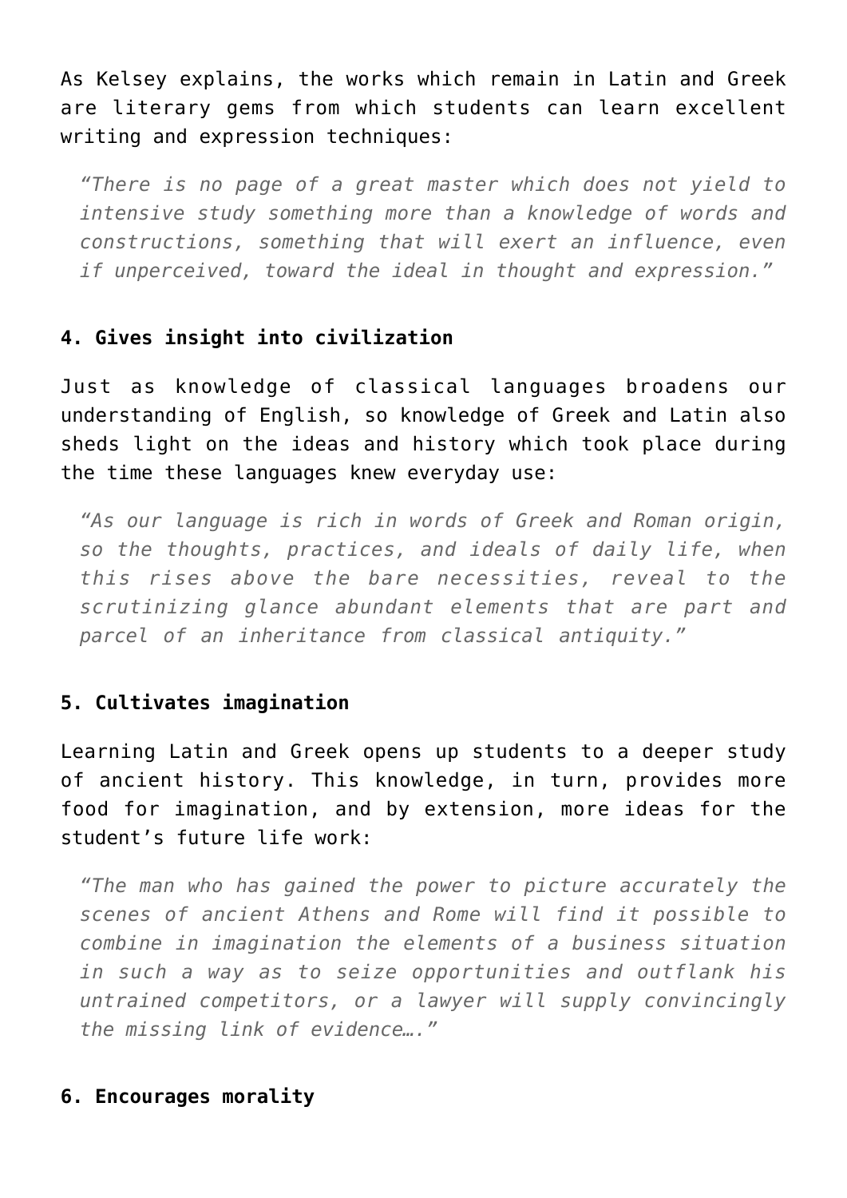As Kelsey explains, the works which remain in Latin and Greek are literary gems from which students can learn excellent writing and expression techniques:

> *"There is no page of a great master which does not yield to intensive study something more than a knowledge of words and constructions, something that will exert an influence, even if unperceived, toward the ideal in thought and expression."*

**4. Gives insight into civilization**

Just as knowledge of classical languages broadens our understanding of English, so knowledge of Greek and Latin also sheds light on the ideas and history which took place during the time these languages knew everyday use:

> *"As our language is rich in words of Greek and Roman origin, so the thoughts, practices, and ideals of daily life, when this rises above the bare necessities, reveal to the scrutinizing glance abundant elements that are part and parcel of an inheritance from classical antiquity."*

**5. Cultivates imagination**

Learning Latin and Greek opens up students to a deeper study of ancient history. This knowledge, in turn, provides more food for imagination, and by extension, more ideas for the student's future life work:

> *"The man who has gained the power to picture accurately the scenes of ancient Athens and Rome will find it possible to combine in imagination the elements of a business situation in such a way as to seize opportunities and outflank his untrained competitors, or a lawyer will supply convincingly the missing link of evidence…."*

**6. Encourages morality**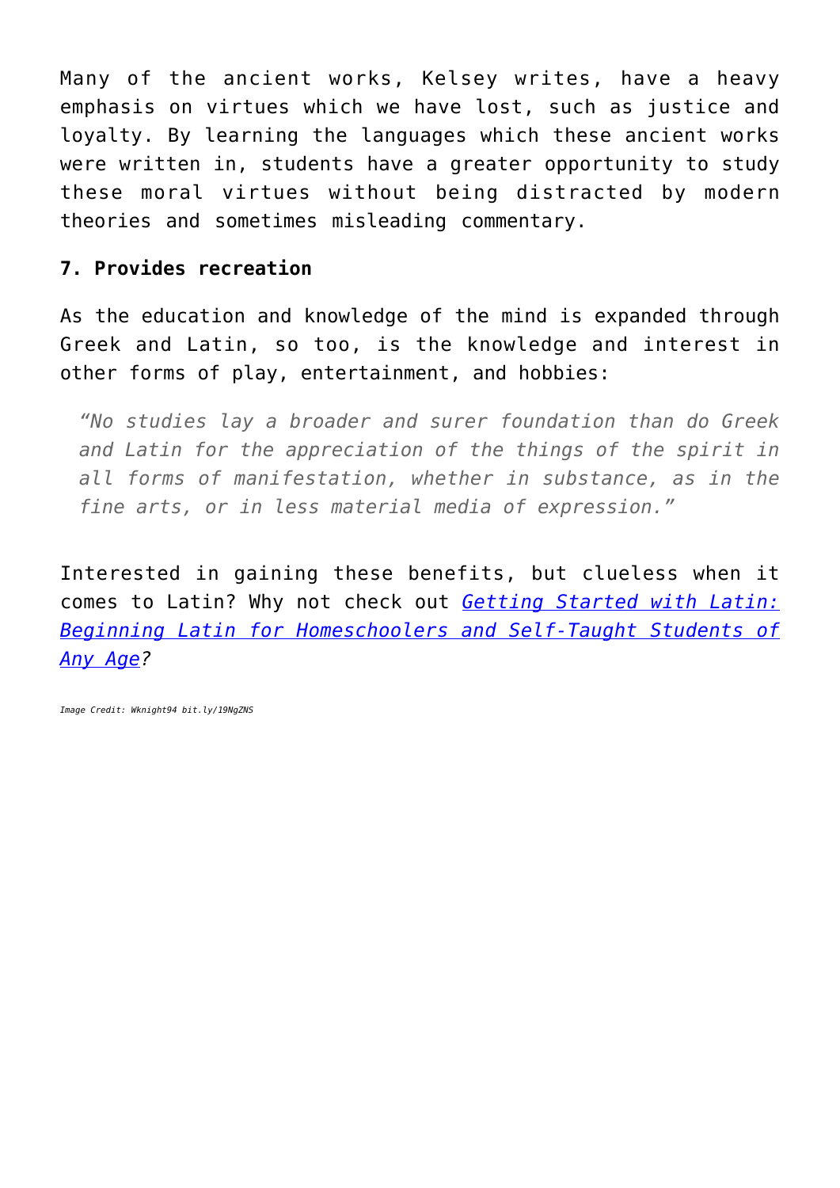Many of the ancient works, Kelsey writes, have a heavy emphasis on virtues which we have lost, such as justice and loyalty. By learning the languages which these ancient works were written in, students have a greater opportunity to study these moral virtues without being distracted by modern theories and sometimes misleading commentary.

**7. Provides recreation**

As the education and knowledge of the mind is expanded through Greek and Latin, so too, is the knowledge and interest in other forms of play, entertainment, and hobbies:

> *"No studies lay a broader and surer foundation than do Greek and Latin for the appreciation of the things of the spirit in all forms of manifestation, whether in substance, as in the fine arts, or in less material media of expression."*

Interested in gaining these benefits, but clueless when it comes to Latin? Why not check out *Getting Started with Latin: Beginning Latin for Homeschoolers and Self-Taught Students of Any Age*?

*Image Credit: Wknight94 bit.ly/19NgZNS*